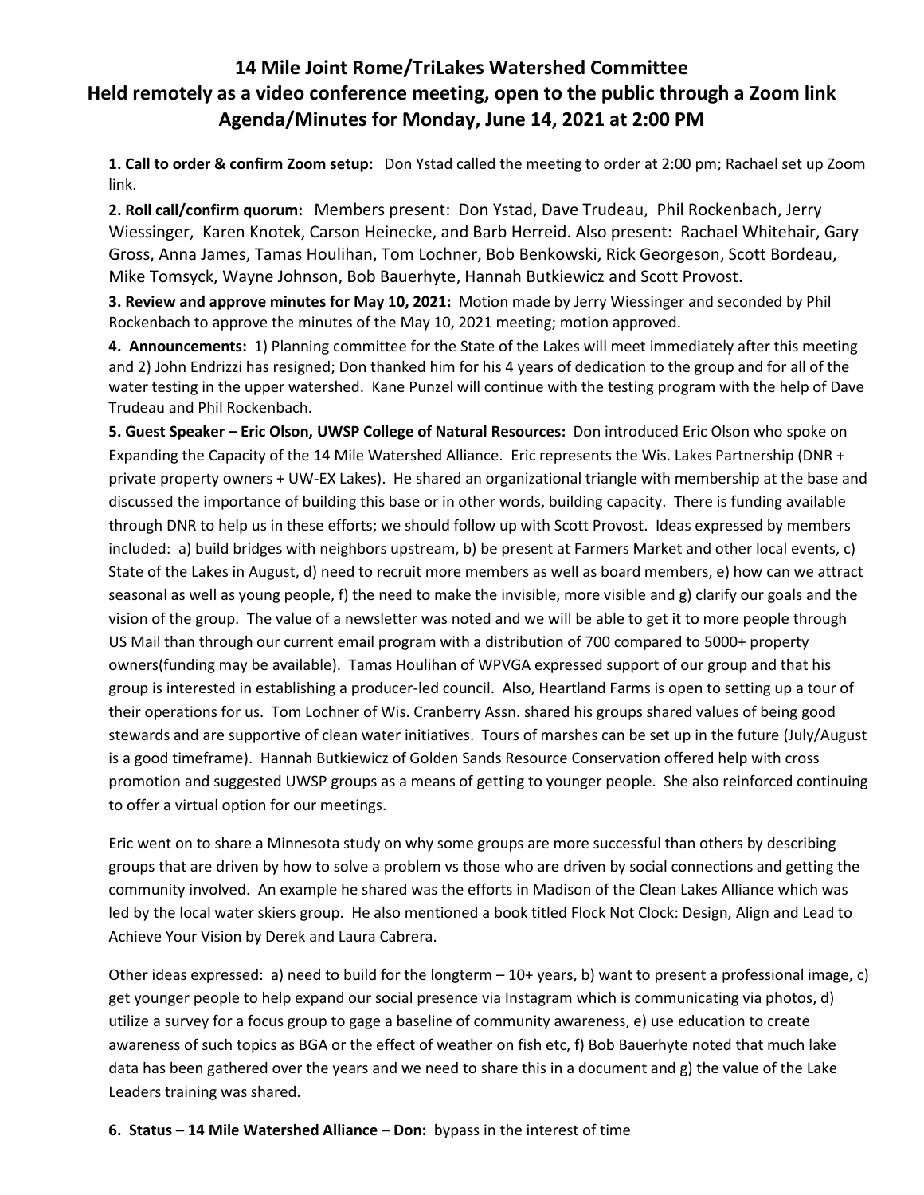# 14 Mile Joint Rome/TriLakes Watershed Committee
## Held remotely as a video conference meeting, open to the public through a Zoom link
## Agenda/Minutes for Monday, June 14, 2021 at 2:00 PM

**1. Call to order & confirm Zoom setup:** Don Ystad called the meeting to order at 2:00 pm; Rachael set up Zoom link.

**2. Roll call/confirm quorum:** Members present: Don Ystad, Dave Trudeau, Phil Rockenbach, Jerry Wiessinger, Karen Knotek, Carson Heinecke, and Barb Herreid. Also present: Rachael Whitehair, Gary Gross, Anna James, Tamas Houlihan, Tom Lochner, Bob Benkowski, Rick Georgeson, Scott Bordeau, Mike Tomsyck, Wayne Johnson, Bob Bauerhyte, Hannah Butkiewicz and Scott Provost.

**3. Review and approve minutes for May 10, 2021:** Motion made by Jerry Wiessinger and seconded by Phil Rockenbach to approve the minutes of the May 10, 2021 meeting; motion approved.

**4. Announcements:** 1) Planning committee for the State of the Lakes will meet immediately after this meeting and 2) John Endrizzi has resigned; Don thanked him for his 4 years of dedication to the group and for all of the water testing in the upper watershed. Kane Punzel will continue with the testing program with the help of Dave Trudeau and Phil Rockenbach.

**5. Guest Speaker – Eric Olson, UWSP College of Natural Resources:** Don introduced Eric Olson who spoke on Expanding the Capacity of the 14 Mile Watershed Alliance. Eric represents the Wis. Lakes Partnership (DNR + private property owners + UW-EX Lakes). He shared an organizational triangle with membership at the base and discussed the importance of building this base or in other words, building capacity. There is funding available through DNR to help us in these efforts; we should follow up with Scott Provost. Ideas expressed by members included: a) build bridges with neighbors upstream, b) be present at Farmers Market and other local events, c) State of the Lakes in August, d) need to recruit more members as well as board members, e) how can we attract seasonal as well as young people, f) the need to make the invisible, more visible and g) clarify our goals and the vision of the group. The value of a newsletter was noted and we will be able to get it to more people through US Mail than through our current email program with a distribution of 700 compared to 5000+ property owners(funding may be available). Tamas Houlihan of WPVGA expressed support of our group and that his group is interested in establishing a producer-led council. Also, Heartland Farms is open to setting up a tour of their operations for us. Tom Lochner of Wis. Cranberry Assn. shared his groups shared values of being good stewards and are supportive of clean water initiatives. Tours of marshes can be set up in the future (July/August is a good timeframe). Hannah Butkiewicz of Golden Sands Resource Conservation offered help with cross promotion and suggested UWSP groups as a means of getting to younger people. She also reinforced continuing to offer a virtual option for our meetings.

Eric went on to share a Minnesota study on why some groups are more successful than others by describing groups that are driven by how to solve a problem vs those who are driven by social connections and getting the community involved. An example he shared was the efforts in Madison of the Clean Lakes Alliance which was led by the local water skiers group. He also mentioned a book titled Flock Not Clock: Design, Align and Lead to Achieve Your Vision by Derek and Laura Cabrera.

Other ideas expressed: a) need to build for the longterm – 10+ years, b) want to present a professional image, c) get younger people to help expand our social presence via Instagram which is communicating via photos, d) utilize a survey for a focus group to gage a baseline of community awareness, e) use education to create awareness of such topics as BGA or the effect of weather on fish etc, f) Bob Bauerhyte noted that much lake data has been gathered over the years and we need to share this in a document and g) the value of the Lake Leaders training was shared.

**6. Status – 14 Mile Watershed Alliance – Don:** bypass in the interest of time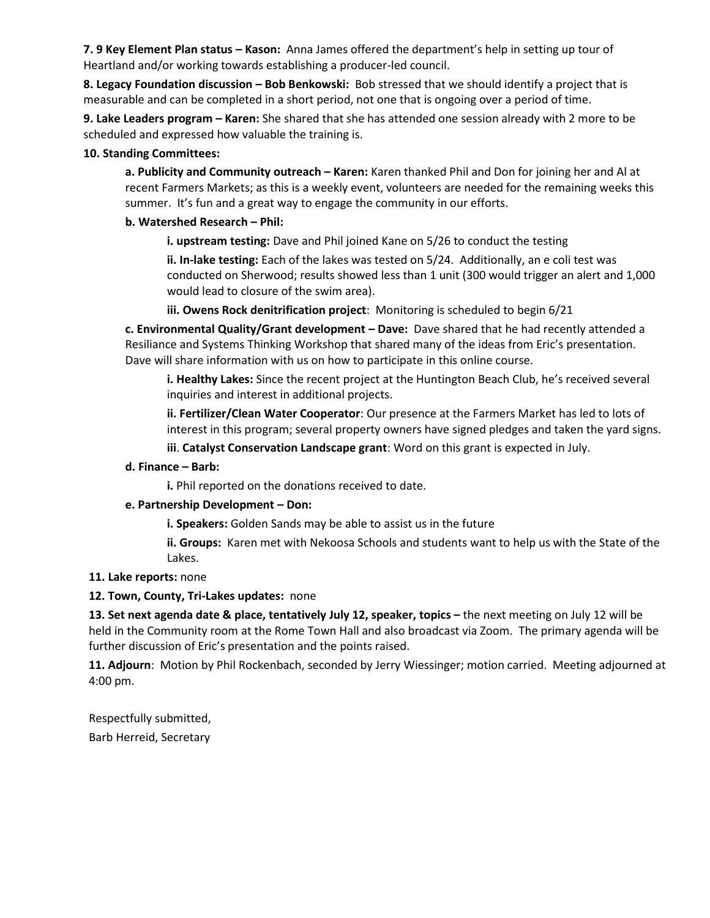**7. 9 Key Element Plan status – Kason:** Anna James offered the department's help in setting up tour of Heartland and/or working towards establishing a producer-led council.

**8. Legacy Foundation discussion – Bob Benkowski:** Bob stressed that we should identify a project that is measurable and can be completed in a short period, not one that is ongoing over a period of time.

**9. Lake Leaders program – Karen:** She shared that she has attended one session already with 2 more to be scheduled and expressed how valuable the training is.

**10. Standing Committees:**

**a. Publicity and Community outreach – Karen:** Karen thanked Phil and Don for joining her and Al at recent Farmers Markets; as this is a weekly event, volunteers are needed for the remaining weeks this summer. It's fun and a great way to engage the community in our efforts.

**b. Watershed Research – Phil:**

**i. upstream testing:** Dave and Phil joined Kane on 5/26 to conduct the testing

**ii. In-lake testing:** Each of the lakes was tested on 5/24. Additionally, an e coli test was conducted on Sherwood; results showed less than 1 unit (300 would trigger an alert and 1,000 would lead to closure of the swim area).

**iii. Owens Rock denitrification project**: Monitoring is scheduled to begin 6/21

**c. Environmental Quality/Grant development – Dave:** Dave shared that he had recently attended a Resiliance and Systems Thinking Workshop that shared many of the ideas from Eric's presentation. Dave will share information with us on how to participate in this online course.

**i. Healthy Lakes:** Since the recent project at the Huntington Beach Club, he's received several inquiries and interest in additional projects.

**ii. Fertilizer/Clean Water Cooperator**: Our presence at the Farmers Market has led to lots of interest in this program; several property owners have signed pledges and taken the yard signs.

**iii**. **Catalyst Conservation Landscape grant**: Word on this grant is expected in July.

**d. Finance – Barb:**

**i.** Phil reported on the donations received to date.

**e. Partnership Development – Don:**

**i. Speakers:** Golden Sands may be able to assist us in the future

**ii. Groups:** Karen met with Nekoosa Schools and students want to help us with the State of the Lakes.

**11. Lake reports:** none

**12. Town, County, Tri-Lakes updates:** none

**13. Set next agenda date & place, tentatively July 12, speaker, topics –** the next meeting on July 12 will be held in the Community room at the Rome Town Hall and also broadcast via Zoom. The primary agenda will be further discussion of Eric's presentation and the points raised.

**11. Adjourn**: Motion by Phil Rockenbach, seconded by Jerry Wiessinger; motion carried. Meeting adjourned at 4:00 pm.

Respectfully submitted,
Barb Herreid, Secretary